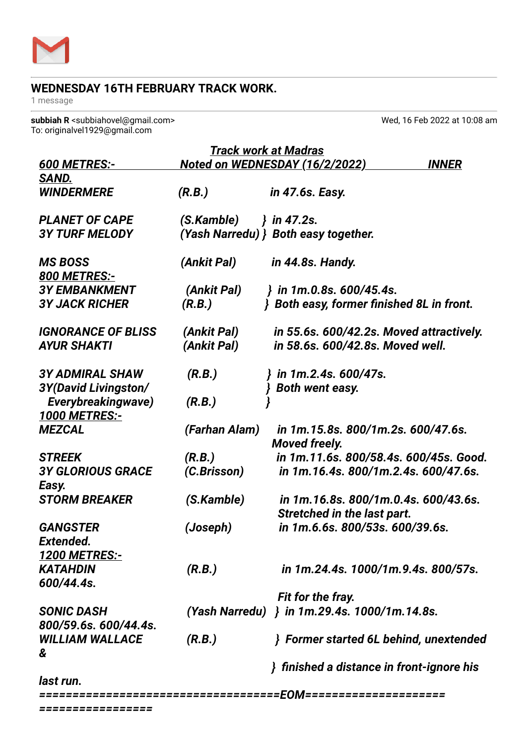## WEDNESDAY 16TH FEBRUARY TRACK WORK.

1 message

**subbiah R** <subbiahovel@gmail.com>
To: originalvel1929@gmail.com

Wed, 16 Feb 2022 at 10:08 am

***Track work at Madras***

***600 METRES:- Noted on WEDNESDAY (16/2/2022) INNER SAND.***

| Horse | Rider | Work |
|---|---|---|
| ***WINDERMERE*** | ***(R.B.)*** | ***in 47.6s. Easy.*** |
| ***PLANET OF CAPE*** | ***(S.Kamble)*** | ***} in 47.2s.*** |
| ***3Y TURF MELODY*** | ***(Yash Narredu)*** | ***} Both easy together.*** |
| ***MS BOSS*** | ***(Ankit Pal)*** | ***in 44.8s. Handy.*** |

***800 METRES:-***

| Horse | Rider | Work |
|---|---|---|
| ***3Y EMBANKMENT*** | ***(Ankit Pal)*** | ***} in 1m.0.8s. 600/45.4s.*** |
| ***3Y JACK RICHER*** | ***(R.B.)*** | ***} Both easy, former finished 8L in front.*** |
| ***IGNORANCE OF BLISS*** | ***(Ankit Pal)*** | ***in 55.6s. 600/42.2s. Moved attractively.*** |
| ***AYUR SHAKTI*** | ***(Ankit Pal)*** | ***in 58.6s. 600/42.8s. Moved well.*** |
| ***3Y ADMIRAL SHAW*** | ***(R.B.)*** | ***} in 1m.2.4s. 600/47s.*** |
| ***3Y(David Livingston/ Everybreakingwave)*** | ***(R.B.)*** | ***} Both went easy.*** |

***1000 METRES:-***

| Horse | Rider | Work |
|---|---|---|
| ***MEZCAL*** | ***(Farhan Alam)*** | ***in 1m.15.8s. 800/1m.2s. 600/47.6s. Moved freely.*** |
| ***STREEK*** | ***(R.B.)*** | ***in 1m.11.6s. 800/58.4s. 600/45s. Good.*** |
| ***3Y GLORIOUS GRACE*** | ***(C.Brisson)*** | ***in 1m.16.4s. 800/1m.2.4s. 600/47.6s. Easy.*** |
| ***STORM BREAKER*** | ***(S.Kamble)*** | ***in 1m.16.8s. 800/1m.0.4s. 600/43.6s. Stretched in the last part.*** |
| ***GANGSTER*** | ***(Joseph)*** | ***in 1m.6.6s. 800/53s. 600/39.6s. Extended.*** |

***1200 METRES:-***

| Horse | Rider | Work |
|---|---|---|
| ***KATAHDIN*** | ***(R.B.)*** | ***in 1m.24.4s. 1000/1m.9.4s. 800/57s. 600/44.4s. Fit for the fray.*** |
| ***SONIC DASH*** | ***(Yash Narredu)*** | ***} in 1m.29.4s. 1000/1m.14.8s. 800/59.6s. 600/44.4s.*** |
| ***WILLIAM WALLACE &*** | ***(R.B.)*** | ***} Former started 6L behind, unextended } finished a distance in front-ignore his last run.*** |

***=====================================EOM=====================================***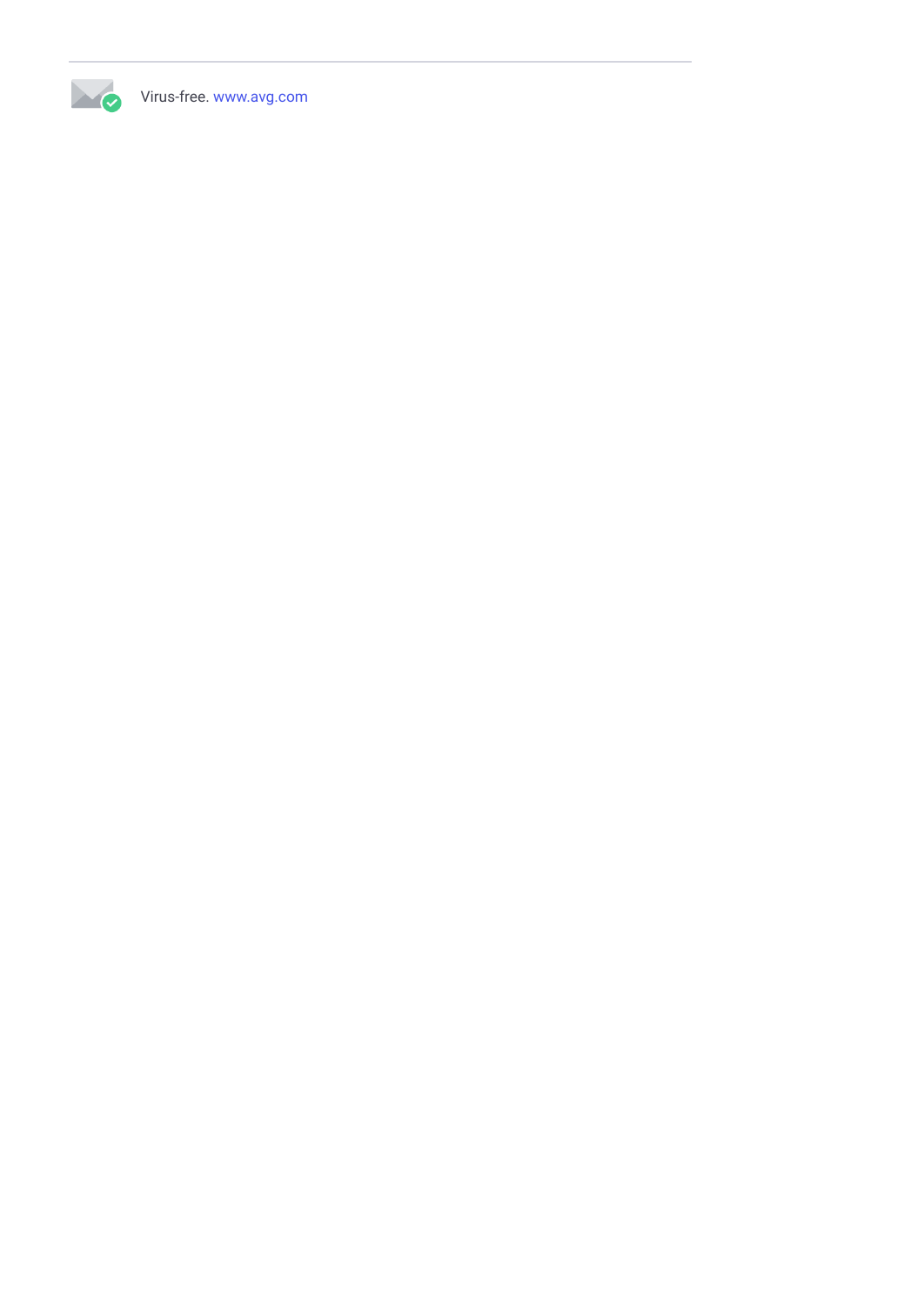---

Virus-free. www.avg.com